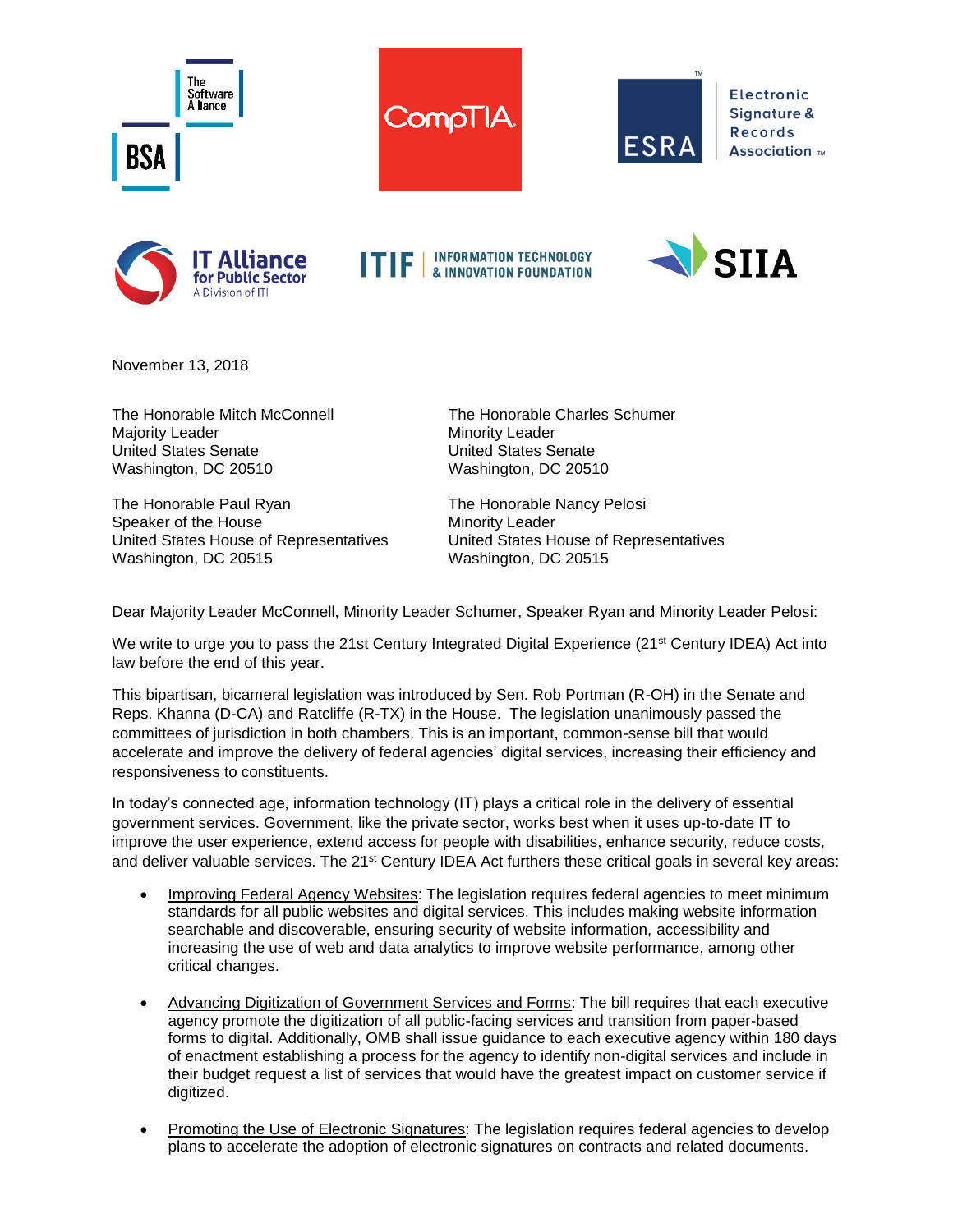November 13, 2018

The Honorable Mitch McConnell
Majority Leader
United States Senate
Washington, DC 20510

The Honorable Charles Schumer
Minority Leader
United States Senate
Washington, DC 20510

The Honorable Paul Ryan
Speaker of the House
United States House of Representatives
Washington, DC 20515

The Honorable Nancy Pelosi
Minority Leader
United States House of Representatives
Washington, DC 20515

Dear Majority Leader McConnell, Minority Leader Schumer, Speaker Ryan and Minority Leader Pelosi:

We write to urge you to pass the 21st Century Integrated Digital Experience (21st Century IDEA) Act into law before the end of this year.

This bipartisan, bicameral legislation was introduced by Sen. Rob Portman (R-OH) in the Senate and Reps. Khanna (D-CA) and Ratcliffe (R-TX) in the House. The legislation unanimously passed the committees of jurisdiction in both chambers. This is an important, common-sense bill that would accelerate and improve the delivery of federal agencies' digital services, increasing their efficiency and responsiveness to constituents.

In today's connected age, information technology (IT) plays a critical role in the delivery of essential government services. Government, like the private sector, works best when it uses up-to-date IT to improve the user experience, extend access for people with disabilities, enhance security, reduce costs, and deliver valuable services. The 21st Century IDEA Act furthers these critical goals in several key areas:

- Improving Federal Agency Websites: The legislation requires federal agencies to meet minimum standards for all public websites and digital services. This includes making website information searchable and discoverable, ensuring security of website information, accessibility and increasing the use of web and data analytics to improve website performance, among other critical changes.

- Advancing Digitization of Government Services and Forms: The bill requires that each executive agency promote the digitization of all public-facing services and transition from paper-based forms to digital. Additionally, OMB shall issue guidance to each executive agency within 180 days of enactment establishing a process for the agency to identify non-digital services and include in their budget request a list of services that would have the greatest impact on customer service if digitized.

- Promoting the Use of Electronic Signatures: The legislation requires federal agencies to develop plans to accelerate the adoption of electronic signatures on contracts and related documents.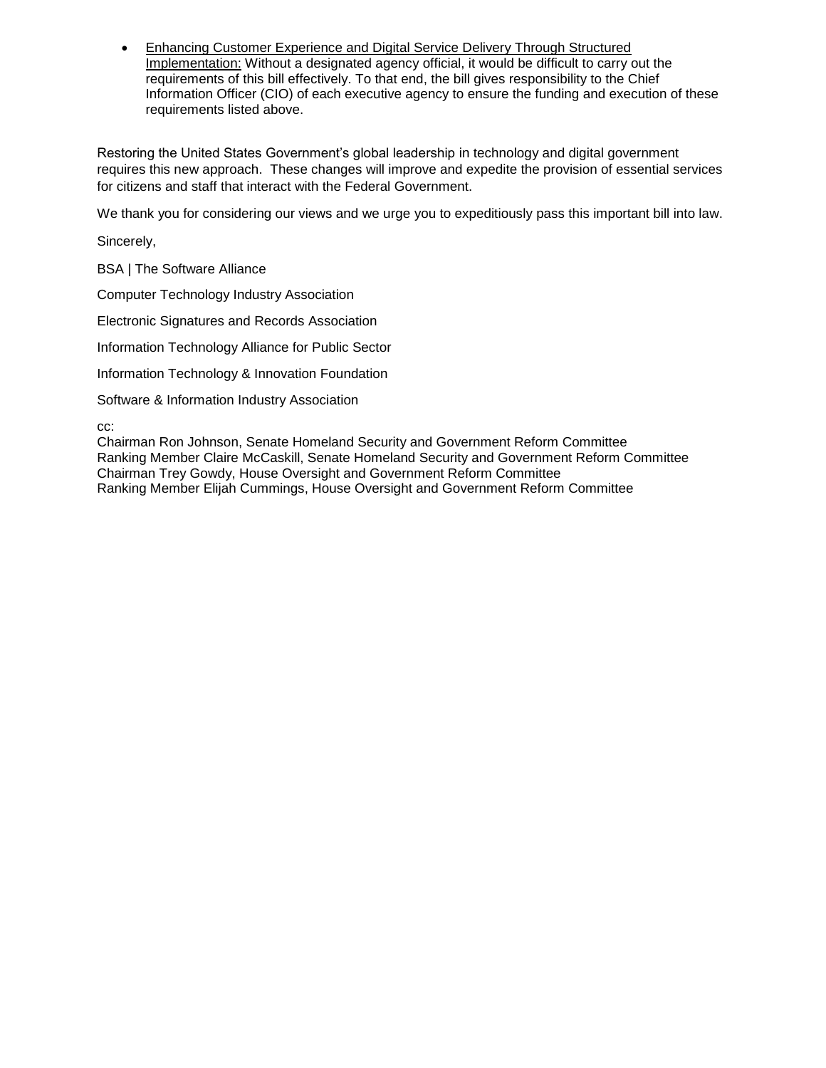- <u>Enhancing Customer Experience and Digital Service Delivery Through Structured Implementation:</u> Without a designated agency official, it would be difficult to carry out the requirements of this bill effectively. To that end, the bill gives responsibility to the Chief Information Officer (CIO) of each executive agency to ensure the funding and execution of these requirements listed above.

Restoring the United States Government's global leadership in technology and digital government requires this new approach. These changes will improve and expedite the provision of essential services for citizens and staff that interact with the Federal Government.

We thank you for considering our views and we urge you to expeditiously pass this important bill into law.

Sincerely,

BSA | The Software Alliance

Computer Technology Industry Association

Electronic Signatures and Records Association

Information Technology Alliance for Public Sector

Information Technology & Innovation Foundation

Software & Information Industry Association

cc:
Chairman Ron Johnson, Senate Homeland Security and Government Reform Committee
Ranking Member Claire McCaskill, Senate Homeland Security and Government Reform Committee
Chairman Trey Gowdy, House Oversight and Government Reform Committee
Ranking Member Elijah Cummings, House Oversight and Government Reform Committee